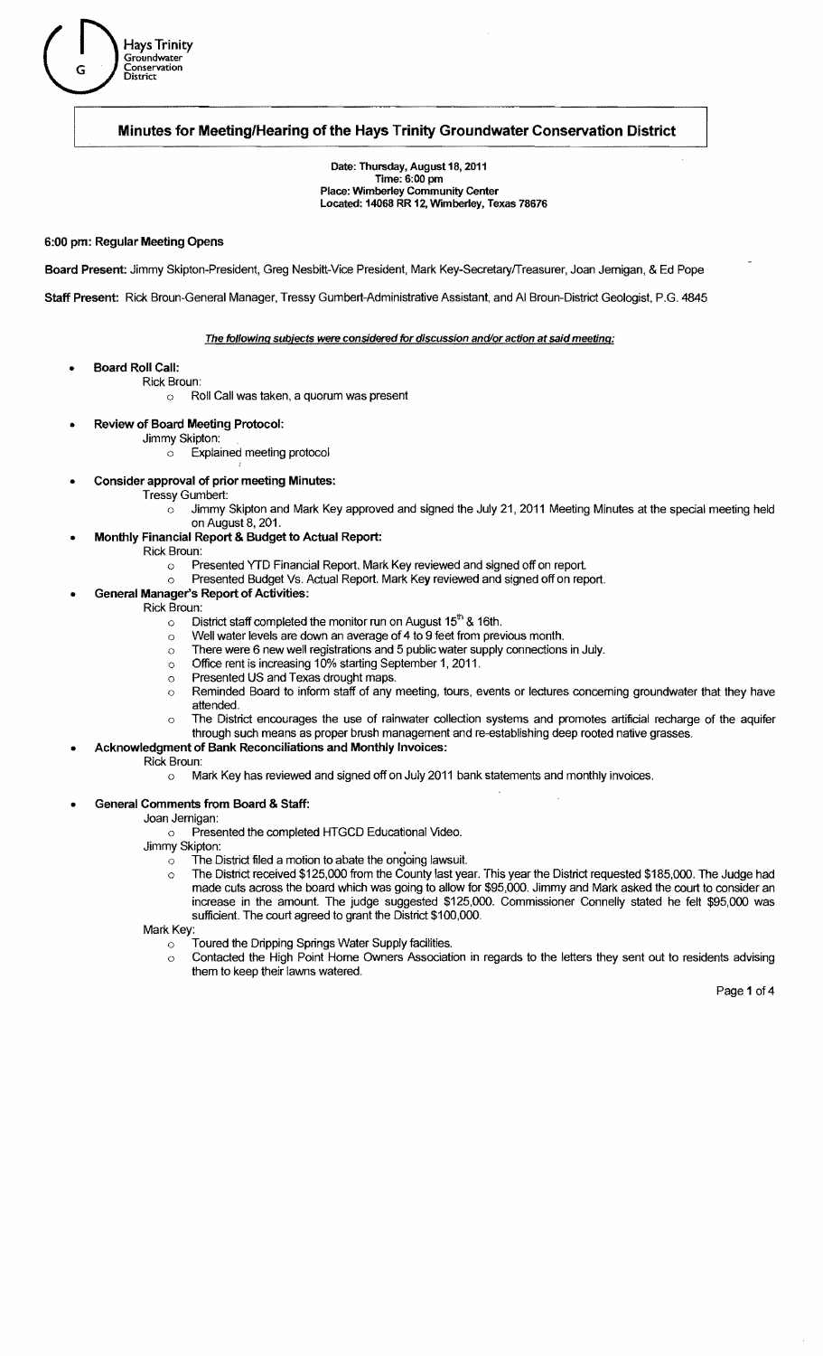Hays Trinity Groundwater Conservation District

## Minutes for Meeting/Hearing of the Hays Trinity Groundwater Conservation District

**Date: Thursday, August 18, 2011**
**Time: 6:00 pm**
**Place: Wimberley Community Center**
**Located: 14068 RR 12, Wimberley, Texas 78676**

**6:00 pm: Regular Meeting Opens**

**Board Present:** Jimmy Skipton-President, Greg Nesbitt-Vice President, Mark Key-Secretary/Treasurer, Joan Jernigan, & Ed Pope

**Staff Present:** Rick Broun-General Manager, Tressy Gumbert-Administrative Assistant, and Al Broun-District Geologist, P.G. 4845

***The following subjects were considered for discussion and/or action at said meeting:***

- **Board Roll Call:**
  - Rick Broun:
    - Roll Call was taken, a quorum was present
- **Review of Board Meeting Protocol:**
  - Jimmy Skipton:
    - Explained meeting protocol
- **Consider approval of prior meeting Minutes:**
  - Tressy Gumbert:
    - Jimmy Skipton and Mark Key approved and signed the July 21, 2011 Meeting Minutes at the special meeting held on August 8, 201.
- **Monthly Financial Report & Budget to Actual Report:**
  - Rick Broun:
    - Presented YTD Financial Report. Mark Key reviewed and signed off on report.
    - Presented Budget Vs. Actual Report. Mark Key reviewed and signed off on report.
- **General Manager's Report of Activities:**
  - Rick Broun:
    - District staff completed the monitor run on August 15th & 16th.
    - Well water levels are down an average of 4 to 9 feet from previous month.
    - There were 6 new well registrations and 5 public water supply connections in July.
    - Office rent is increasing 10% starting September 1, 2011.
    - Presented US and Texas drought maps.
    - Reminded Board to inform staff of any meeting, tours, events or lectures concerning groundwater that they have attended.
    - The District encourages the use of rainwater collection systems and promotes artificial recharge of the aquifer through such means as proper brush management and re-establishing deep rooted native grasses.
- **Acknowledgment of Bank Reconciliations and Monthly Invoices:**
  - Rick Broun:
    - Mark Key has reviewed and signed off on July 2011 bank statements and monthly invoices.
- **General Comments from Board & Staff:**
  - Joan Jernigan:
    - Presented the completed HTGCD Educational Video.
  - Jimmy Skipton:
    - The District filed a motion to abate the ongoing lawsuit.
    - The District received $125,000 from the County last year. This year the District requested $185,000. The Judge had made cuts across the board which was going to allow for $95,000. Jimmy and Mark asked the court to consider an increase in the amount. The judge suggested $125,000. Commissioner Connelly stated he felt $95,000 was sufficient. The court agreed to grant the District $100,000.
  - Mark Key:
    - Toured the Dripping Springs Water Supply facilities.
    - Contacted the High Point Home Owners Association in regards to the letters they sent out to residents advising them to keep their lawns watered.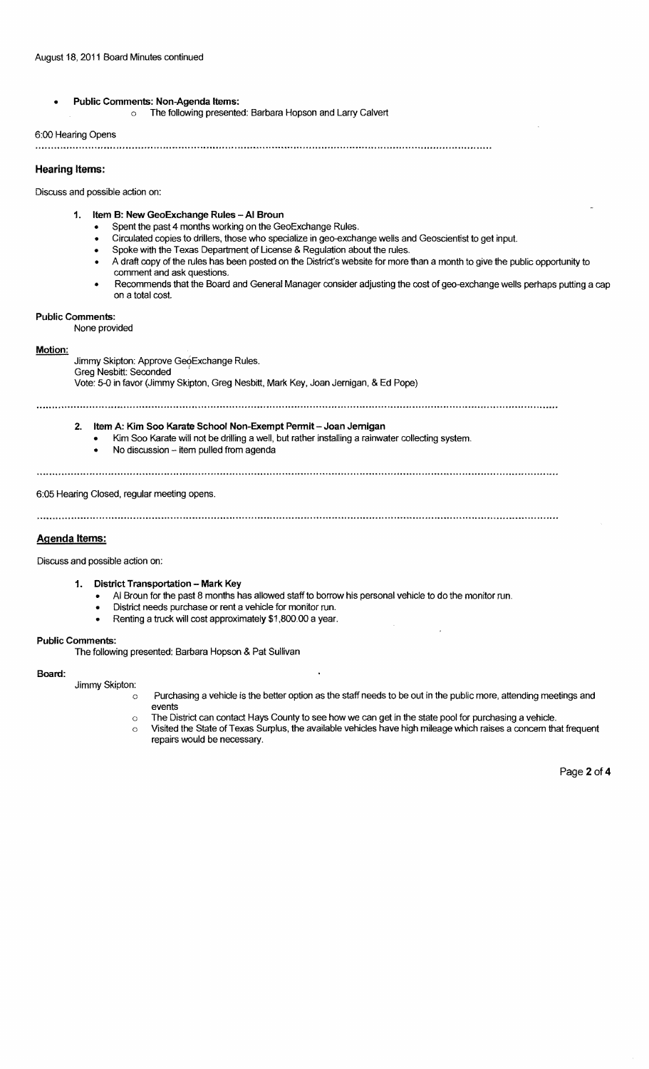- **Public Comments: Non-Agenda Items:**
  - The following presented: Barbara Hopson and Larry Calvert

6:00 Hearing Opens

---

### Hearing Items:

Discuss and possible action on:

1. **Item B: New GeoExchange Rules – Al Broun**
   - Spent the past 4 months working on the GeoExchange Rules.
   - Circulated copies to drillers, those who specialize in geo-exchange wells and Geoscientist to get input.
   - Spoke with the Texas Department of License & Regulation about the rules.
   - A draft copy of the rules has been posted on the District's website for more than a month to give the public opportunity to comment and ask questions.
   - Recommends that the Board and General Manager consider adjusting the cost of geo-exchange wells perhaps putting a cap on a total cost.

**Public Comments:**
None provided

**Motion:**
Jimmy Skipton: Approve GeoExchange Rules.
Greg Nesbitt: Seconded
Vote: 5-0 in favor (Jimmy Skipton, Greg Nesbitt, Mark Key, Joan Jernigan, & Ed Pope)

---

2. **Item A: Kim Soo Karate School Non-Exempt Permit – Joan Jernigan**
   - Kim Soo Karate will not be drilling a well, but rather installing a rainwater collecting system.
   - No discussion – item pulled from agenda

---

6:05 Hearing Closed, regular meeting opens.

---

### Agenda Items:

Discuss and possible action on:

1. **District Transportation – Mark Key**
   - Al Broun for the past 8 months has allowed staff to borrow his personal vehicle to do the monitor run.
   - District needs purchase or rent a vehicle for monitor run.
   - Renting a truck will cost approximately $1,800.00 a year.

**Public Comments:**
The following presented: Barbara Hopson & Pat Sullivan

**Board:**
Jimmy Skipton:
- Purchasing a vehicle is the better option as the staff needs to be out in the public more, attending meetings and events
- The District can contact Hays County to see how we can get in the state pool for purchasing a vehicle.
- Visited the State of Texas Surplus, the available vehicles have high mileage which raises a concern that frequent repairs would be necessary.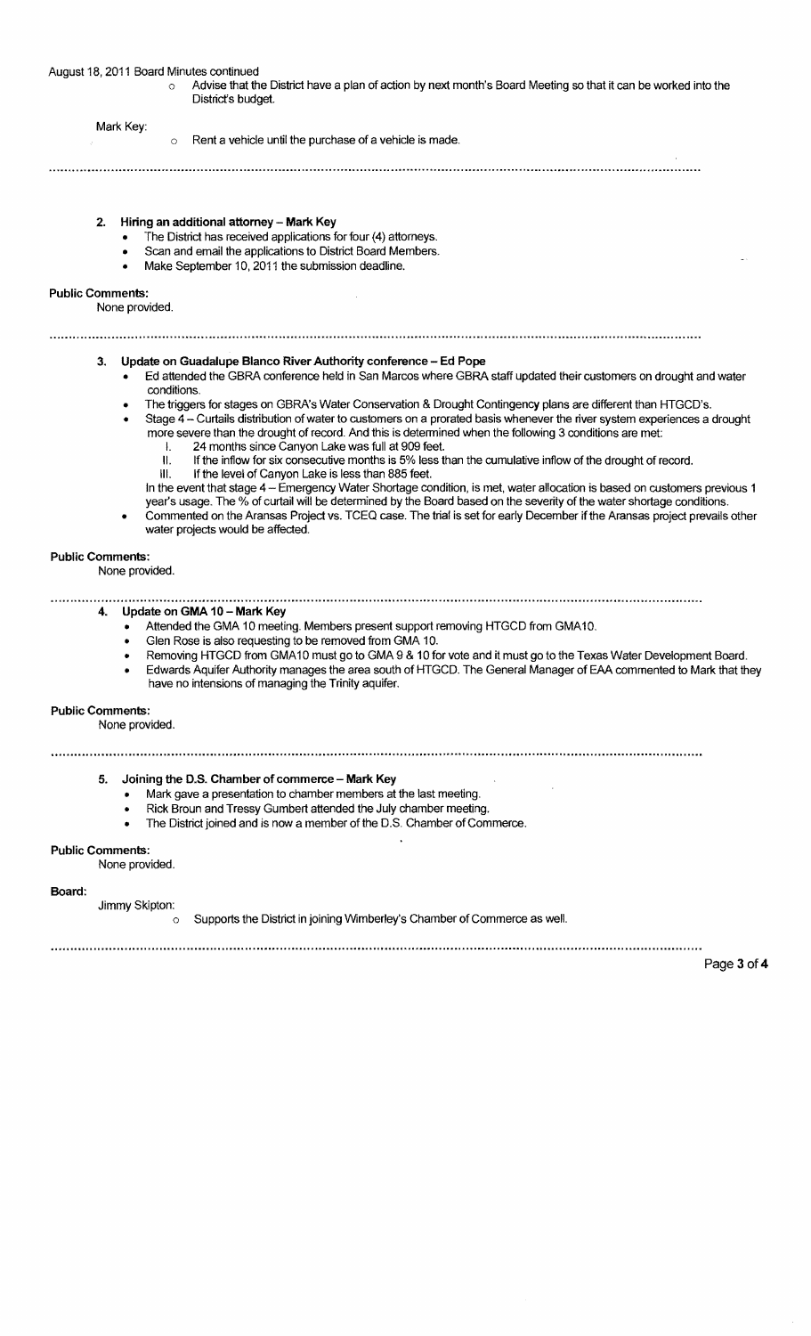August 18, 2011 Board Minutes continued

- Advise that the District have a plan of action by next month's Board Meeting so that it can be worked into the District's budget.

Mark Key:

- Rent a vehicle until the purchase of a vehicle is made.

---

2. **Hiring an additional attorney – Mark Key**
   - The District has received applications for four (4) attorneys.
   - Scan and email the applications to District Board Members.
   - Make September 10, 2011 the submission deadline.

**Public Comments:**
None provided.

---

3. **Update on Guadalupe Blanco River Authority conference – Ed Pope**
   - Ed attended the GBRA conference held in San Marcos where GBRA staff updated their customers on drought and water conditions.
   - The triggers for stages on GBRA's Water Conservation & Drought Contingency plans are different than HTGCD's.
   - Stage 4 – Curtails distribution of water to customers on a prorated basis whenever the river system experiences a drought more severe than the drought of record. And this is determined when the following 3 conditions are met:
     I. 24 months since Canyon Lake was full at 909 feet.
     II. If the inflow for six consecutive months is 5% less than the cumulative inflow of the drought of record.
     III. If the level of Canyon Lake is less than 885 feet.

     In the event that stage 4 – Emergency Water Shortage condition, is met, water allocation is based on customers previous 1 year's usage. The % of curtail will be determined by the Board based on the severity of the water shortage conditions.
   - Commented on the Aransas Project vs. TCEQ case. The trial is set for early December if the Aransas project prevails other water projects would be affected.

**Public Comments:**
None provided.

---

4. **Update on GMA 10 – Mark Key**
   - Attended the GMA 10 meeting. Members present support removing HTGCD from GMA10.
   - Glen Rose is also requesting to be removed from GMA 10.
   - Removing HTGCD from GMA10 must go to GMA 9 & 10 for vote and it must go to the Texas Water Development Board.
   - Edwards Aquifer Authority manages the area south of HTGCD. The General Manager of EAA commented to Mark that they have no intensions of managing the Trinity aquifer.

**Public Comments:**
None provided.

---

5. **Joining the D.S. Chamber of commerce – Mark Key**
   - Mark gave a presentation to chamber members at the last meeting.
   - Rick Broun and Tressy Gumbert attended the July chamber meeting.
   - The District joined and is now a member of the D.S. Chamber of Commerce.

**Public Comments:**
None provided.

**Board:**

Jimmy Skipton:

- Supports the District in joining Wimberley's Chamber of Commerce as well.

---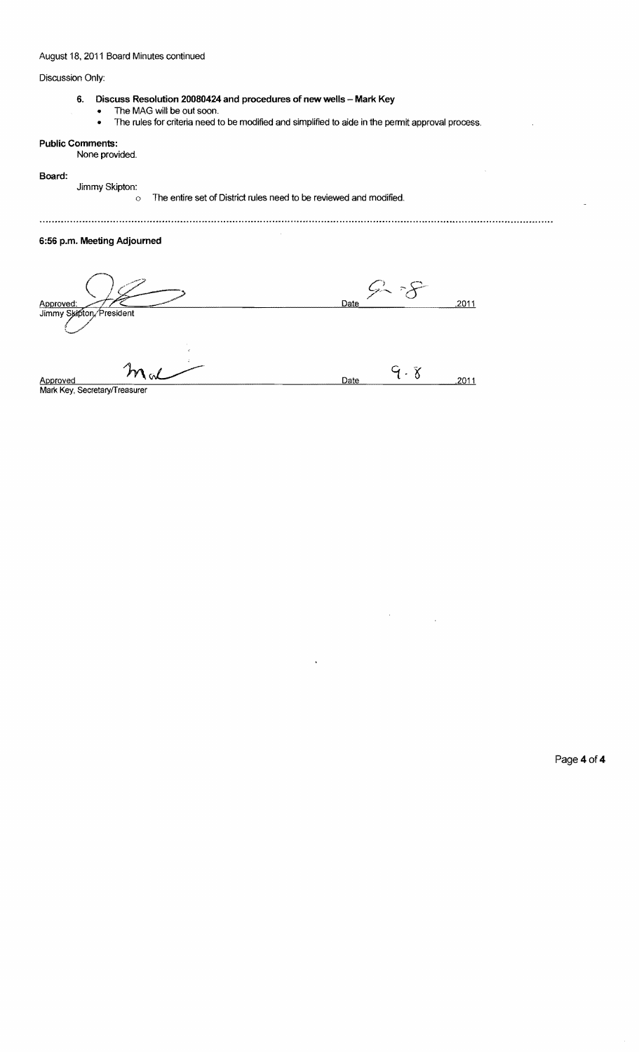August 18, 2011 Board Minutes continued

Discussion Only:

6. **Discuss Resolution 20080424 and procedures of new wells – Mark Key**
   - The MAG will be out soon.
   - The rules for criteria need to be modified and simplified to aide in the permit approval process.

**Public Comments:**

None provided.

**Board:**

Jimmy Skipton:

- The entire set of District rules need to be reviewed and modified.

---

**6:56 p.m. Meeting Adjourned**

Approved: ______________________ Date 9-8, 2011
Jimmy Skipton, President

Approved ______________________ Date 9.8, 2011
Mark Key, Secretary/Treasurer